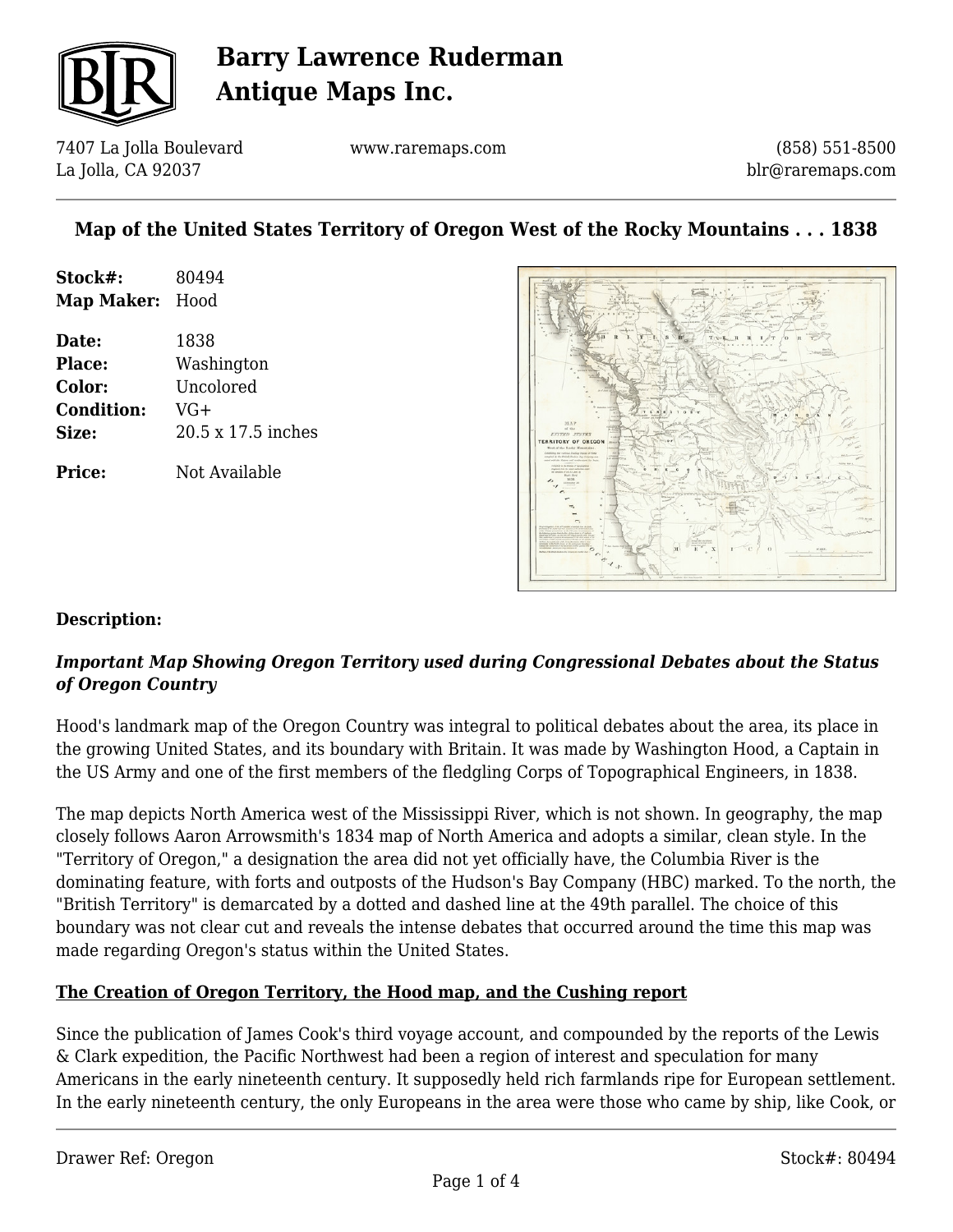# Barry Lawrence Ruderman Antique Maps Inc.

7407 La Jolla Boulevard
La Jolla, CA 92037

www.raremaps.com

(858) 551-8500
blr@raremaps.com

## Map of the United States Territory of Oregon West of the Rocky Mountains . . . 1838

**Stock#:** 80494
**Map Maker:** Hood

**Date:** 1838
**Place:** Washington
**Color:** Uncolored
**Condition:** VG+
**Size:** 20.5 x 17.5 inches

**Price:** Not Available

**Description:**

***Important Map Showing Oregon Territory used during Congressional Debates about the Status of Oregon Country***

Hood's landmark map of the Oregon Country was integral to political debates about the area, its place in the growing United States, and its boundary with Britain. It was made by Washington Hood, a Captain in the US Army and one of the first members of the fledgling Corps of Topographical Engineers, in 1838.

The map depicts North America west of the Mississippi River, which is not shown. In geography, the map closely follows Aaron Arrowsmith's 1834 map of North America and adopts a similar, clean style. In the "Territory of Oregon," a designation the area did not yet officially have, the Columbia River is the dominating feature, with forts and outposts of the Hudson's Bay Company (HBC) marked. To the north, the "British Territory" is demarcated by a dotted and dashed line at the 49th parallel. The choice of this boundary was not clear cut and reveals the intense debates that occurred around the time this map was made regarding Oregon's status within the United States.

**The Creation of Oregon Territory, the Hood map, and the Cushing report**

Since the publication of James Cook's third voyage account, and compounded by the reports of the Lewis & Clark expedition, the Pacific Northwest had been a region of interest and speculation for many Americans in the early nineteenth century. It supposedly held rich farmlands ripe for European settlement. In the early nineteenth century, the only Europeans in the area were those who came by ship, like Cook, or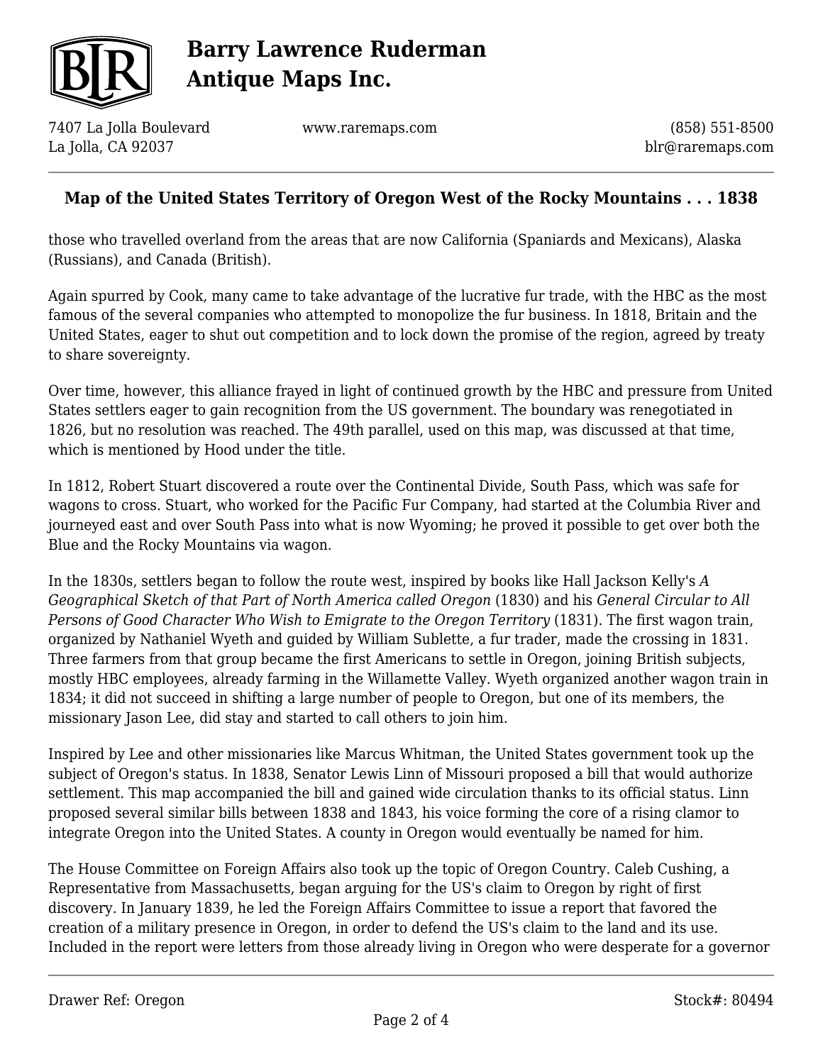those who travelled overland from the areas that are now California (Spaniards and Mexicans), Alaska (Russians), and Canada (British).

Again spurred by Cook, many came to take advantage of the lucrative fur trade, with the HBC as the most famous of the several companies who attempted to monopolize the fur business. In 1818, Britain and the United States, eager to shut out competition and to lock down the promise of the region, agreed by treaty to share sovereignty.

Over time, however, this alliance frayed in light of continued growth by the HBC and pressure from United States settlers eager to gain recognition from the US government. The boundary was renegotiated in 1826, but no resolution was reached. The 49th parallel, used on this map, was discussed at that time, which is mentioned by Hood under the title.

In 1812, Robert Stuart discovered a route over the Continental Divide, South Pass, which was safe for wagons to cross. Stuart, who worked for the Pacific Fur Company, had started at the Columbia River and journeyed east and over South Pass into what is now Wyoming; he proved it possible to get over both the Blue and the Rocky Mountains via wagon.

In the 1830s, settlers began to follow the route west, inspired by books like Hall Jackson Kelly's *A Geographical Sketch of that Part of North America called Oregon* (1830) and his *General Circular to All Persons of Good Character Who Wish to Emigrate to the Oregon Territory* (1831). The first wagon train, organized by Nathaniel Wyeth and guided by William Sublette, a fur trader, made the crossing in 1831. Three farmers from that group became the first Americans to settle in Oregon, joining British subjects, mostly HBC employees, already farming in the Willamette Valley. Wyeth organized another wagon train in 1834; it did not succeed in shifting a large number of people to Oregon, but one of its members, the missionary Jason Lee, did stay and started to call others to join him.

Inspired by Lee and other missionaries like Marcus Whitman, the United States government took up the subject of Oregon's status. In 1838, Senator Lewis Linn of Missouri proposed a bill that would authorize settlement. This map accompanied the bill and gained wide circulation thanks to its official status. Linn proposed several similar bills between 1838 and 1843, his voice forming the core of a rising clamor to integrate Oregon into the United States. A county in Oregon would eventually be named for him.

The House Committee on Foreign Affairs also took up the topic of Oregon Country. Caleb Cushing, a Representative from Massachusetts, began arguing for the US's claim to Oregon by right of first discovery. In January 1839, he led the Foreign Affairs Committee to issue a report that favored the creation of a military presence in Oregon, in order to defend the US's claim to the land and its use. Included in the report were letters from those already living in Oregon who were desperate for a governor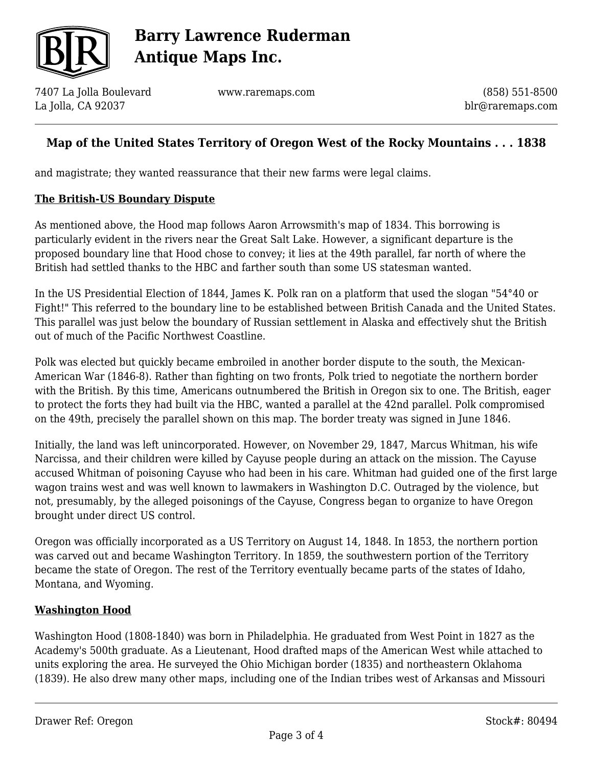and magistrate; they wanted reassurance that their new farms were legal claims.

**The British-US Boundary Dispute**

As mentioned above, the Hood map follows Aaron Arrowsmith's map of 1834. This borrowing is particularly evident in the rivers near the Great Salt Lake. However, a significant departure is the proposed boundary line that Hood chose to convey; it lies at the 49th parallel, far north of where the British had settled thanks to the HBC and farther south than some US statesman wanted.

In the US Presidential Election of 1844, James K. Polk ran on a platform that used the slogan "54°40 or Fight!" This referred to the boundary line to be established between British Canada and the United States. This parallel was just below the boundary of Russian settlement in Alaska and effectively shut the British out of much of the Pacific Northwest Coastline.

Polk was elected but quickly became embroiled in another border dispute to the south, the Mexican-American War (1846-8). Rather than fighting on two fronts, Polk tried to negotiate the northern border with the British. By this time, Americans outnumbered the British in Oregon six to one. The British, eager to protect the forts they had built via the HBC, wanted a parallel at the 42nd parallel. Polk compromised on the 49th, precisely the parallel shown on this map. The border treaty was signed in June 1846.

Initially, the land was left unincorporated. However, on November 29, 1847, Marcus Whitman, his wife Narcissa, and their children were killed by Cayuse people during an attack on the mission. The Cayuse accused Whitman of poisoning Cayuse who had been in his care. Whitman had guided one of the first large wagon trains west and was well known to lawmakers in Washington D.C. Outraged by the violence, but not, presumably, by the alleged poisonings of the Cayuse, Congress began to organize to have Oregon brought under direct US control.

Oregon was officially incorporated as a US Territory on August 14, 1848. In 1853, the northern portion was carved out and became Washington Territory. In 1859, the southwestern portion of the Territory became the state of Oregon. The rest of the Territory eventually became parts of the states of Idaho, Montana, and Wyoming.

**Washington Hood**

Washington Hood (1808-1840) was born in Philadelphia. He graduated from West Point in 1827 as the Academy's 500th graduate. As a Lieutenant, Hood drafted maps of the American West while attached to units exploring the area. He surveyed the Ohio Michigan border (1835) and northeastern Oklahoma (1839). He also drew many other maps, including one of the Indian tribes west of Arkansas and Missouri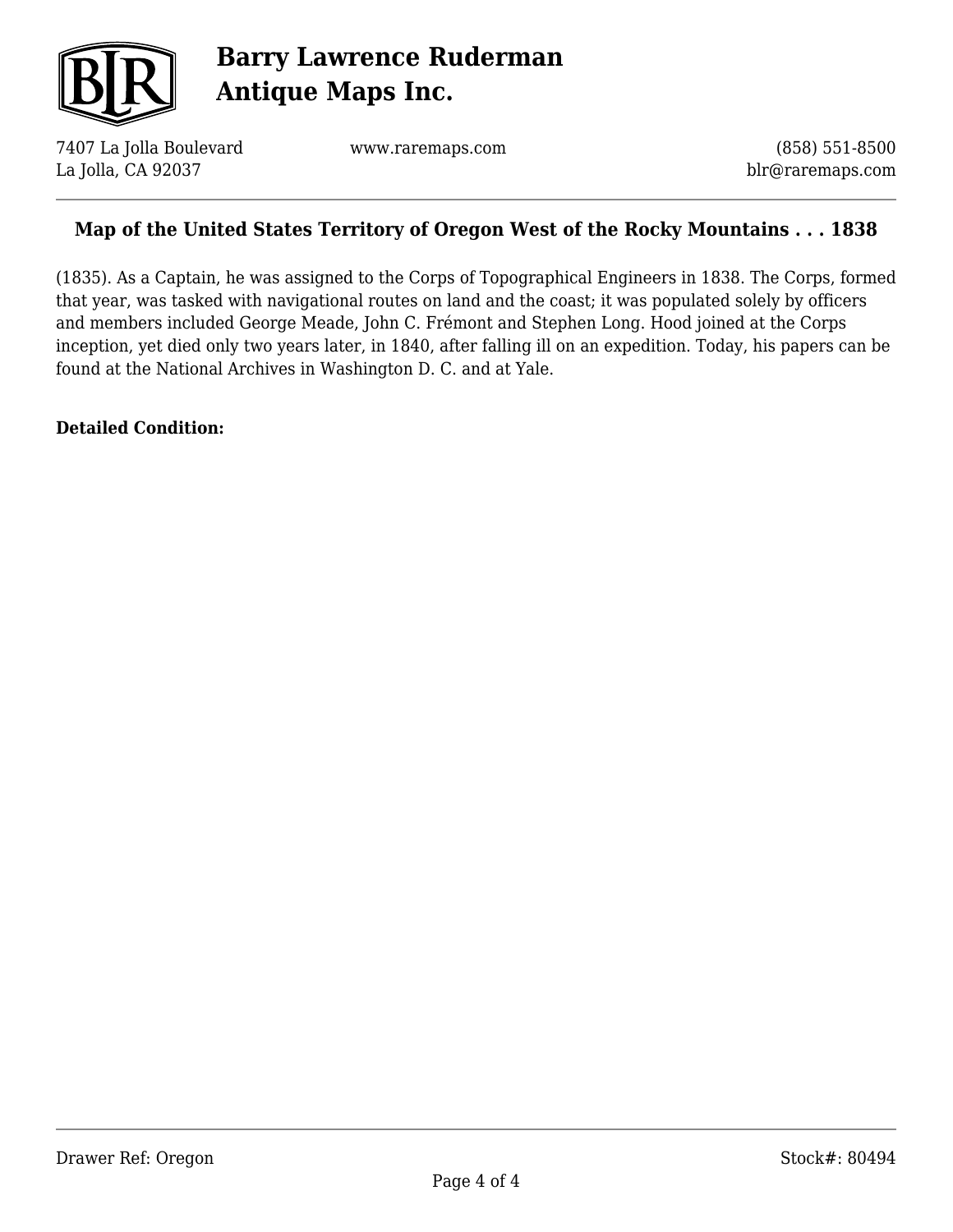(1835). As a Captain, he was assigned to the Corps of Topographical Engineers in 1838. The Corps, formed that year, was tasked with navigational routes on land and the coast; it was populated solely by officers and members included George Meade, John C. Frémont and Stephen Long. Hood joined at the Corps inception, yet died only two years later, in 1840, after falling ill on an expedition. Today, his papers can be found at the National Archives in Washington D. C. and at Yale.

**Detailed Condition:**